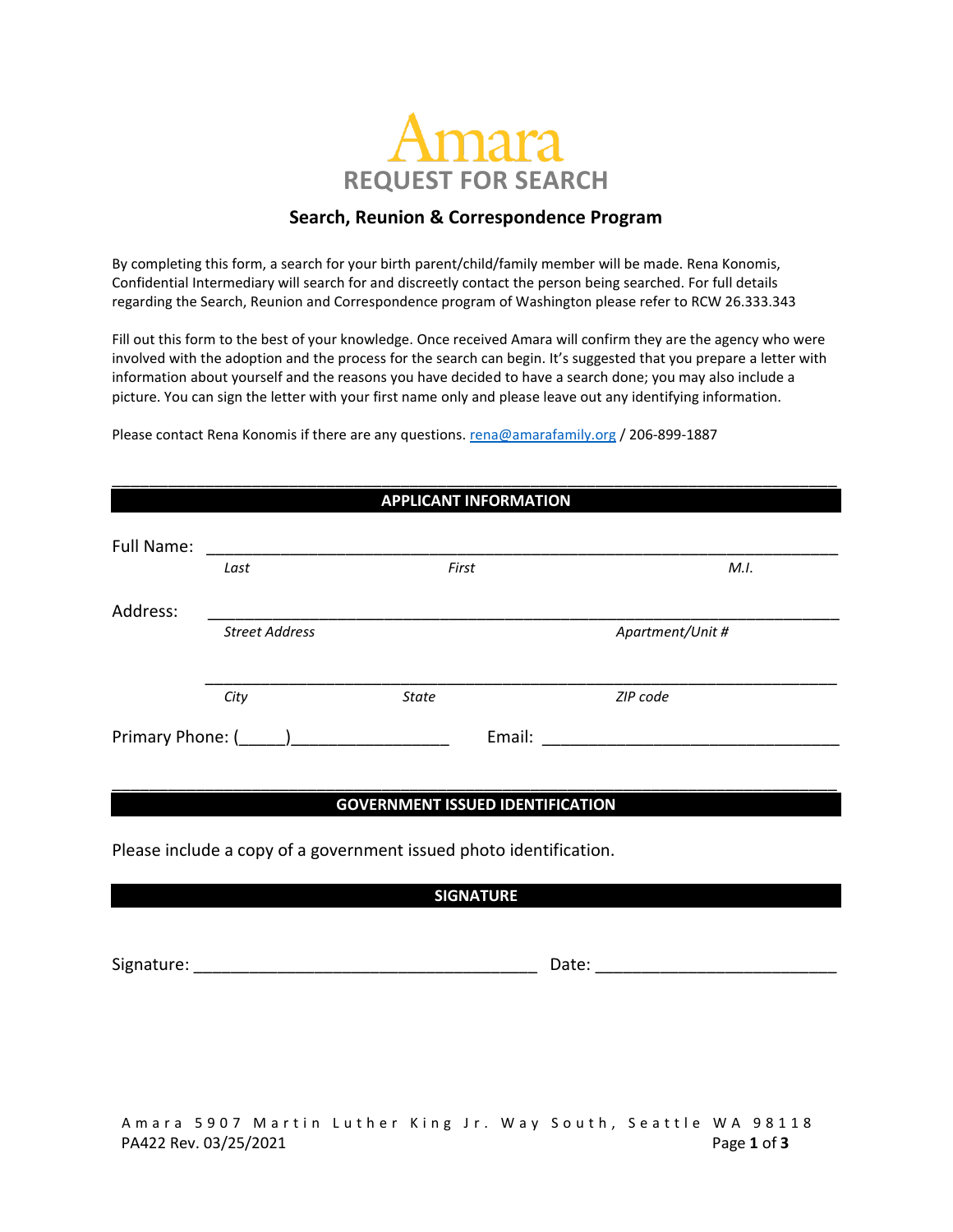# Amara
## REQUEST FOR SEARCH

### Search, Reunion & Correspondence Program

By completing this form, a search for your birth parent/child/family member will be made. Rena Konomis, Confidential Intermediary will search for and discreetly contact the person being searched. For full details regarding the Search, Reunion and Correspondence program of Washington please refer to RCW 26.333.343

Fill out this form to the best of your knowledge. Once received Amara will confirm they are the agency who were involved with the adoption and the process for the search can begin. It's suggested that you prepare a letter with information about yourself and the reasons you have decided to have a search done; you may also include a picture. You can sign the letter with your first name only and please leave out any identifying information.

Please contact Rena Konomis if there are any questions. rena@amarafamily.org / 206-899-1887

## APPLICANT INFORMATION

Full Name: ______________________________________________________________

*Last* *First* *M.I.*

Address: ______________________________________________________________

*Street Address* *Apartment/Unit #*

______________________________________________________________

*City* *State* *ZIP code*

Primary Phone: (_____)________________ Email: ______________________________

## GOVERNMENT ISSUED IDENTIFICATION

Please include a copy of a government issued photo identification.

## SIGNATURE

Signature: ___________________________________ Date: ________________________

Amara 5907 Martin Luther King Jr. Way South, Seattle WA 98118

PA422 Rev. 03/25/2021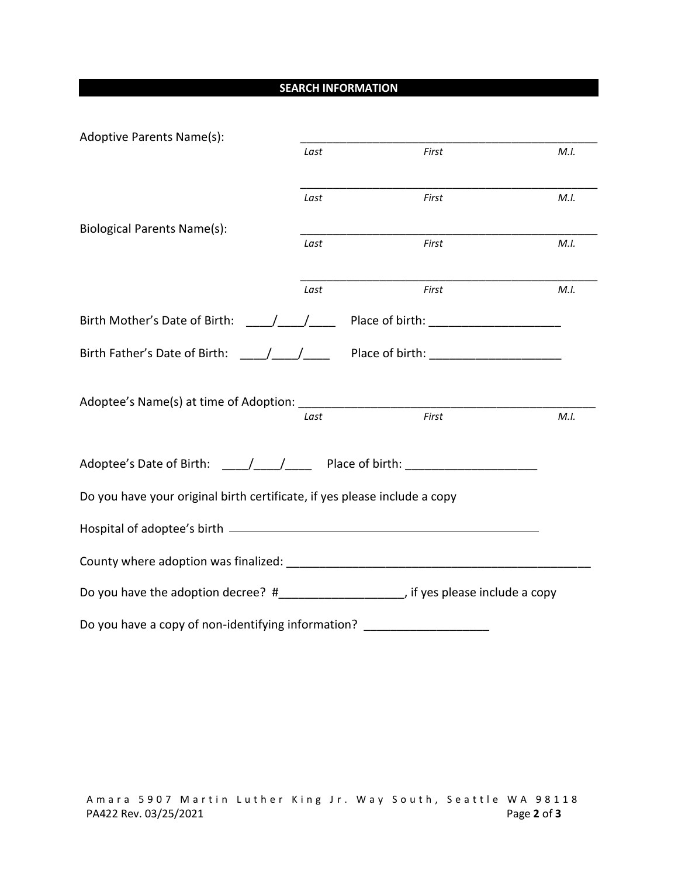## SEARCH INFORMATION

Adoptive Parents Name(s): ________________________________________________

*Last* *First* *M.I.*

________________________________________________

*Last* *First* *M.I.*

Biological Parents Name(s): ________________________________________________

*Last* *First* *M.I.*

________________________________________________

*Last* *First* *M.I.*

Birth Mother's Date of Birth: ____/____/____ Place of birth: ____________________

Birth Father's Date of Birth: ____/____/____ Place of birth: ____________________

Adoptee's Name(s) at time of Adoption: ______________________________________________

*Last* *First* *M.I.*

Adoptee's Date of Birth: ____/____/____ Place of birth: ____________________

Do you have your original birth certificate, if yes please include a copy

Hospital of adoptee's birth ________________________________________________

County where adoption was finalized: ________________________________________________

Do you have the adoption decree? #___________________, if yes please include a copy

Do you have a copy of non-identifying information? ___________________

Amara 5907 Martin Luther King Jr. Way South, Seattle WA 98118
PA422 Rev. 03/25/2021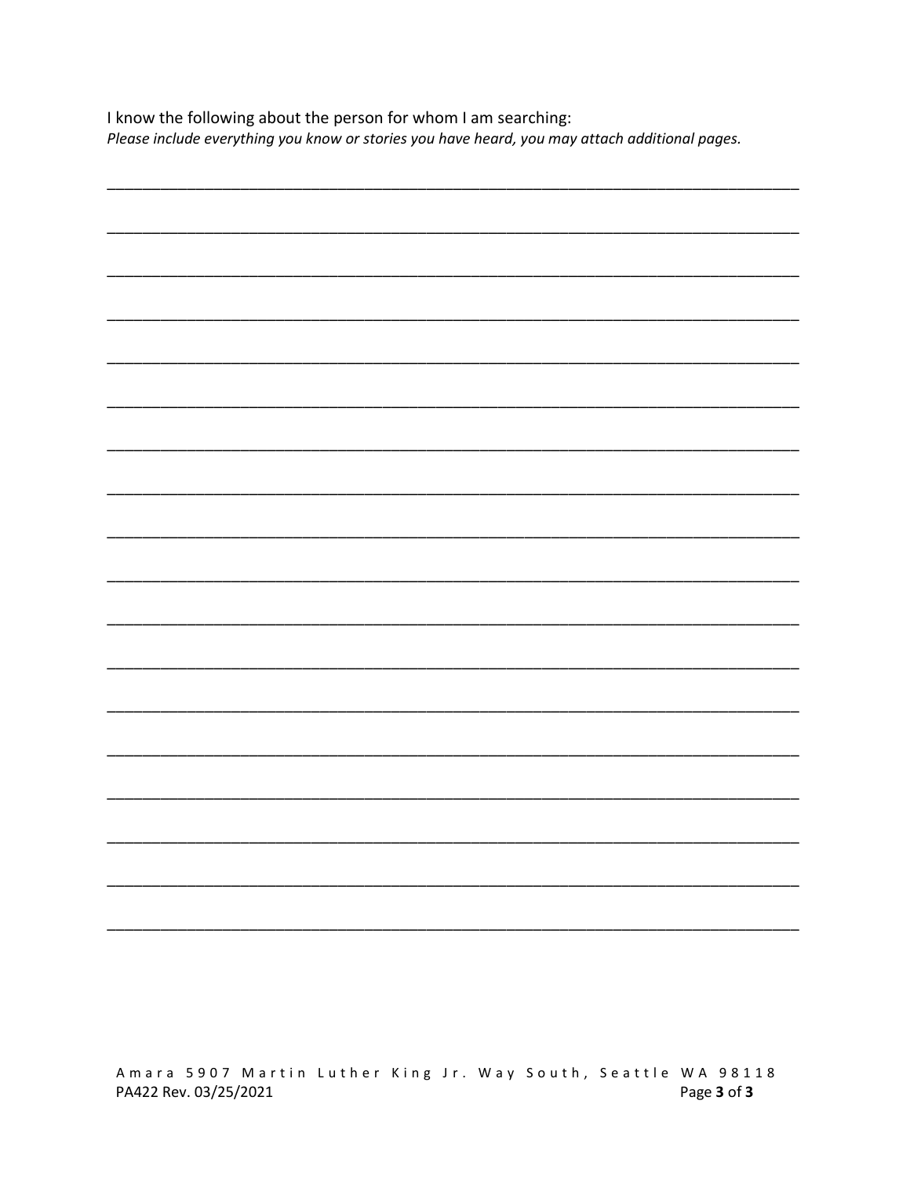I know the following about the person for whom I am searching:

*Please include everything you know or stories you have heard, you may attach additional pages.*

\_\_\_\_\_\_\_\_\_\_\_\_\_\_\_\_\_\_\_\_\_\_\_\_\_\_\_\_\_\_\_\_\_\_\_\_\_\_\_\_\_\_\_\_\_\_\_\_\_\_\_\_\_\_\_\_\_\_\_\_\_\_\_\_\_\_\_\_\_\_\_\_\_\_\_\_\_\_

\_\_\_\_\_\_\_\_\_\_\_\_\_\_\_\_\_\_\_\_\_\_\_\_\_\_\_\_\_\_\_\_\_\_\_\_\_\_\_\_\_\_\_\_\_\_\_\_\_\_\_\_\_\_\_\_\_\_\_\_\_\_\_\_\_\_\_\_\_\_\_\_\_\_\_\_\_\_

\_\_\_\_\_\_\_\_\_\_\_\_\_\_\_\_\_\_\_\_\_\_\_\_\_\_\_\_\_\_\_\_\_\_\_\_\_\_\_\_\_\_\_\_\_\_\_\_\_\_\_\_\_\_\_\_\_\_\_\_\_\_\_\_\_\_\_\_\_\_\_\_\_\_\_\_\_\_

\_\_\_\_\_\_\_\_\_\_\_\_\_\_\_\_\_\_\_\_\_\_\_\_\_\_\_\_\_\_\_\_\_\_\_\_\_\_\_\_\_\_\_\_\_\_\_\_\_\_\_\_\_\_\_\_\_\_\_\_\_\_\_\_\_\_\_\_\_\_\_\_\_\_\_\_\_\_

\_\_\_\_\_\_\_\_\_\_\_\_\_\_\_\_\_\_\_\_\_\_\_\_\_\_\_\_\_\_\_\_\_\_\_\_\_\_\_\_\_\_\_\_\_\_\_\_\_\_\_\_\_\_\_\_\_\_\_\_\_\_\_\_\_\_\_\_\_\_\_\_\_\_\_\_\_\_

\_\_\_\_\_\_\_\_\_\_\_\_\_\_\_\_\_\_\_\_\_\_\_\_\_\_\_\_\_\_\_\_\_\_\_\_\_\_\_\_\_\_\_\_\_\_\_\_\_\_\_\_\_\_\_\_\_\_\_\_\_\_\_\_\_\_\_\_\_\_\_\_\_\_\_\_\_\_

\_\_\_\_\_\_\_\_\_\_\_\_\_\_\_\_\_\_\_\_\_\_\_\_\_\_\_\_\_\_\_\_\_\_\_\_\_\_\_\_\_\_\_\_\_\_\_\_\_\_\_\_\_\_\_\_\_\_\_\_\_\_\_\_\_\_\_\_\_\_\_\_\_\_\_\_\_\_

\_\_\_\_\_\_\_\_\_\_\_\_\_\_\_\_\_\_\_\_\_\_\_\_\_\_\_\_\_\_\_\_\_\_\_\_\_\_\_\_\_\_\_\_\_\_\_\_\_\_\_\_\_\_\_\_\_\_\_\_\_\_\_\_\_\_\_\_\_\_\_\_\_\_\_\_\_\_

\_\_\_\_\_\_\_\_\_\_\_\_\_\_\_\_\_\_\_\_\_\_\_\_\_\_\_\_\_\_\_\_\_\_\_\_\_\_\_\_\_\_\_\_\_\_\_\_\_\_\_\_\_\_\_\_\_\_\_\_\_\_\_\_\_\_\_\_\_\_\_\_\_\_\_\_\_\_

\_\_\_\_\_\_\_\_\_\_\_\_\_\_\_\_\_\_\_\_\_\_\_\_\_\_\_\_\_\_\_\_\_\_\_\_\_\_\_\_\_\_\_\_\_\_\_\_\_\_\_\_\_\_\_\_\_\_\_\_\_\_\_\_\_\_\_\_\_\_\_\_\_\_\_\_\_\_

\_\_\_\_\_\_\_\_\_\_\_\_\_\_\_\_\_\_\_\_\_\_\_\_\_\_\_\_\_\_\_\_\_\_\_\_\_\_\_\_\_\_\_\_\_\_\_\_\_\_\_\_\_\_\_\_\_\_\_\_\_\_\_\_\_\_\_\_\_\_\_\_\_\_\_\_\_\_

\_\_\_\_\_\_\_\_\_\_\_\_\_\_\_\_\_\_\_\_\_\_\_\_\_\_\_\_\_\_\_\_\_\_\_\_\_\_\_\_\_\_\_\_\_\_\_\_\_\_\_\_\_\_\_\_\_\_\_\_\_\_\_\_\_\_\_\_\_\_\_\_\_\_\_\_\_\_

\_\_\_\_\_\_\_\_\_\_\_\_\_\_\_\_\_\_\_\_\_\_\_\_\_\_\_\_\_\_\_\_\_\_\_\_\_\_\_\_\_\_\_\_\_\_\_\_\_\_\_\_\_\_\_\_\_\_\_\_\_\_\_\_\_\_\_\_\_\_\_\_\_\_\_\_\_\_

\_\_\_\_\_\_\_\_\_\_\_\_\_\_\_\_\_\_\_\_\_\_\_\_\_\_\_\_\_\_\_\_\_\_\_\_\_\_\_\_\_\_\_\_\_\_\_\_\_\_\_\_\_\_\_\_\_\_\_\_\_\_\_\_\_\_\_\_\_\_\_\_\_\_\_\_\_\_

\_\_\_\_\_\_\_\_\_\_\_\_\_\_\_\_\_\_\_\_\_\_\_\_\_\_\_\_\_\_\_\_\_\_\_\_\_\_\_\_\_\_\_\_\_\_\_\_\_\_\_\_\_\_\_\_\_\_\_\_\_\_\_\_\_\_\_\_\_\_\_\_\_\_\_\_\_\_

\_\_\_\_\_\_\_\_\_\_\_\_\_\_\_\_\_\_\_\_\_\_\_\_\_\_\_\_\_\_\_\_\_\_\_\_\_\_\_\_\_\_\_\_\_\_\_\_\_\_\_\_\_\_\_\_\_\_\_\_\_\_\_\_\_\_\_\_\_\_\_\_\_\_\_\_\_\_

\_\_\_\_\_\_\_\_\_\_\_\_\_\_\_\_\_\_\_\_\_\_\_\_\_\_\_\_\_\_\_\_\_\_\_\_\_\_\_\_\_\_\_\_\_\_\_\_\_\_\_\_\_\_\_\_\_\_\_\_\_\_\_\_\_\_\_\_\_\_\_\_\_\_\_\_\_\_

\_\_\_\_\_\_\_\_\_\_\_\_\_\_\_\_\_\_\_\_\_\_\_\_\_\_\_\_\_\_\_\_\_\_\_\_\_\_\_\_\_\_\_\_\_\_\_\_\_\_\_\_\_\_\_\_\_\_\_\_\_\_\_\_\_\_\_\_\_\_\_\_\_\_\_\_\_\_

Amara 5907 Martin Luther King Jr. Way South, Seattle WA 98118

PA422 Rev. 03/25/2021